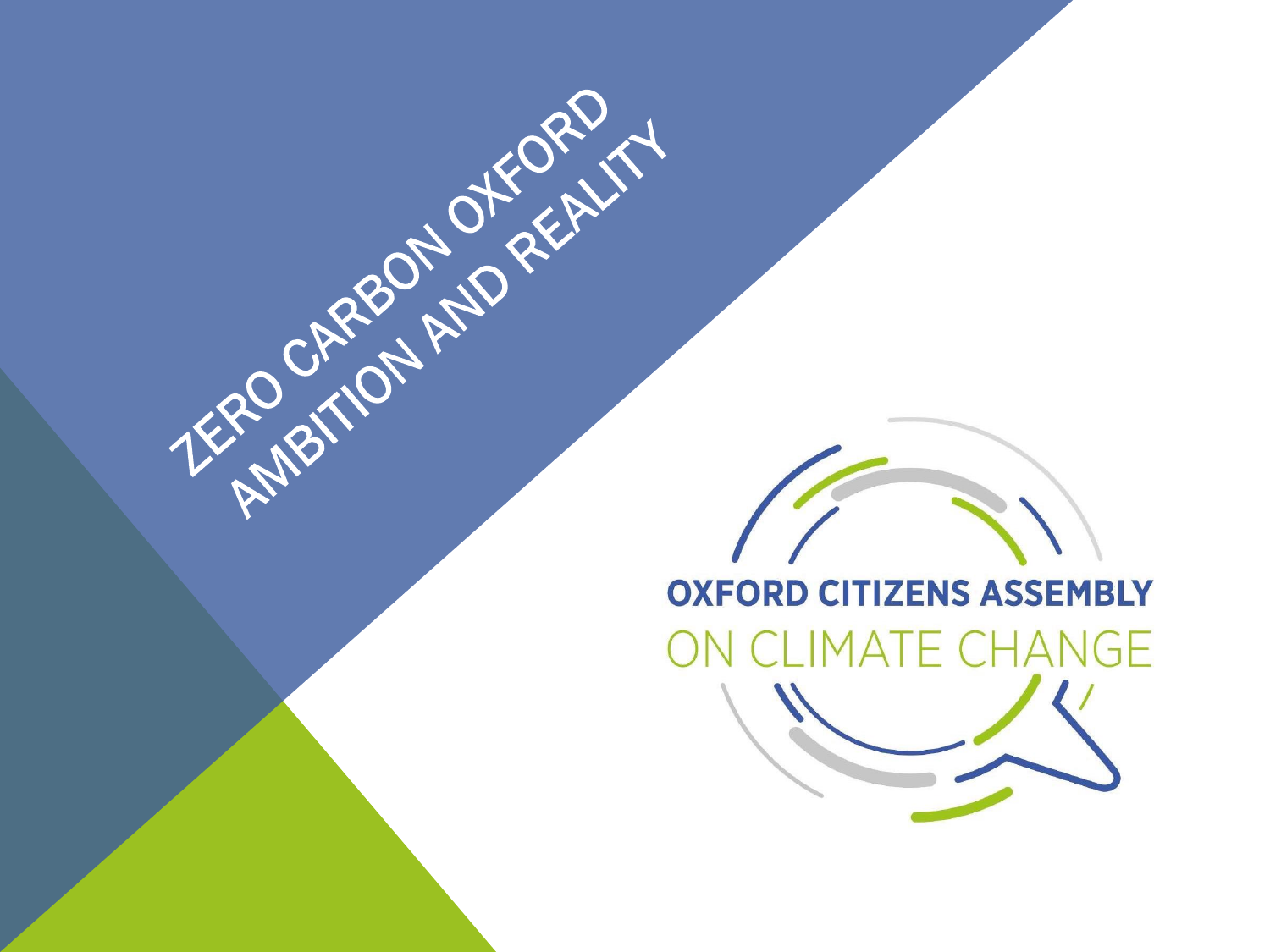# ZERO CARBON OXFORD AMBITION AND REALITY

OXFORD CITIZENS ASSEMBLY

ON CLIMATE CHANGE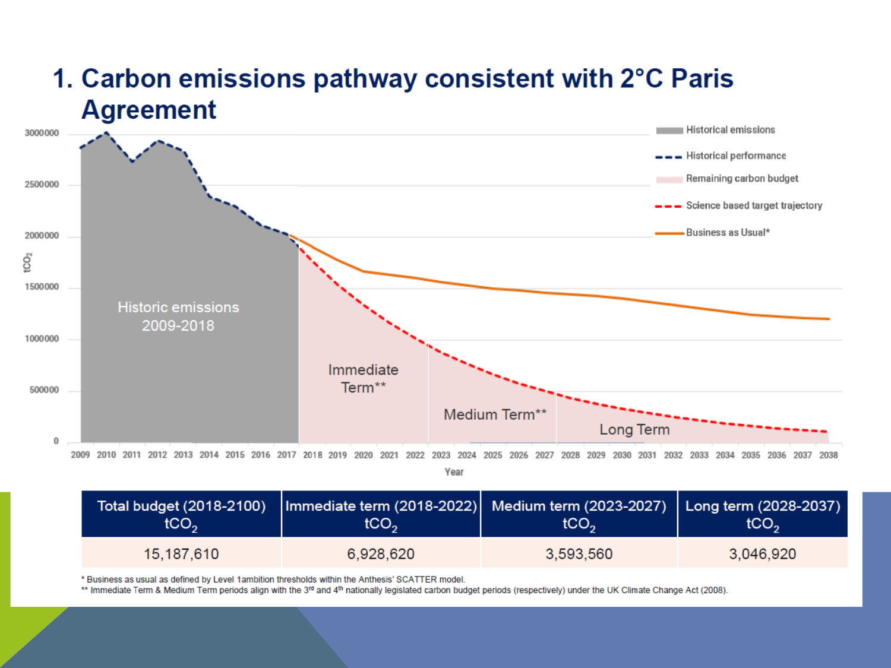# 1. Carbon emissions pathway consistent with 2°C Paris Agreement

| Total budget (2018-2100) $tCO_2$ | Immediate term (2018-2022) $tCO_2$ | Medium term (2023-2027) $tCO_2$ | Long term (2028-2037) $tCO_2$ |
|---|---|---|---|
| 15,187,610 | 6,928,620 | 3,593,560 | 3,046,920 |

\* Business as usual as defined by Level 1ambition thresholds within the Anthesis' SCATTER model.

\*\* Immediate Term & Medium Term periods align with the 3rd and 4th nationally legislated carbon budget periods (respectively) under the UK Climate Change Act (2008).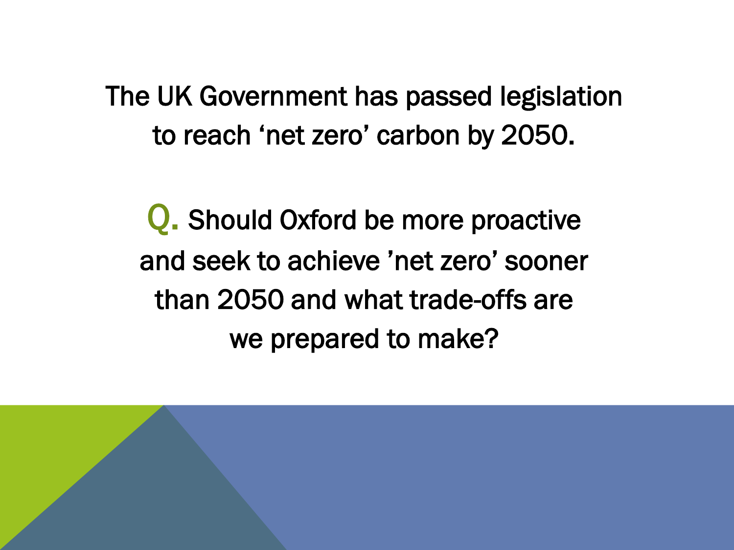The UK Government has passed legislation to reach ‘net zero’ carbon by 2050.

**Q.** Should Oxford be more proactive and seek to achieve ’net zero’ sooner than 2050 and what trade-offs are we prepared to make?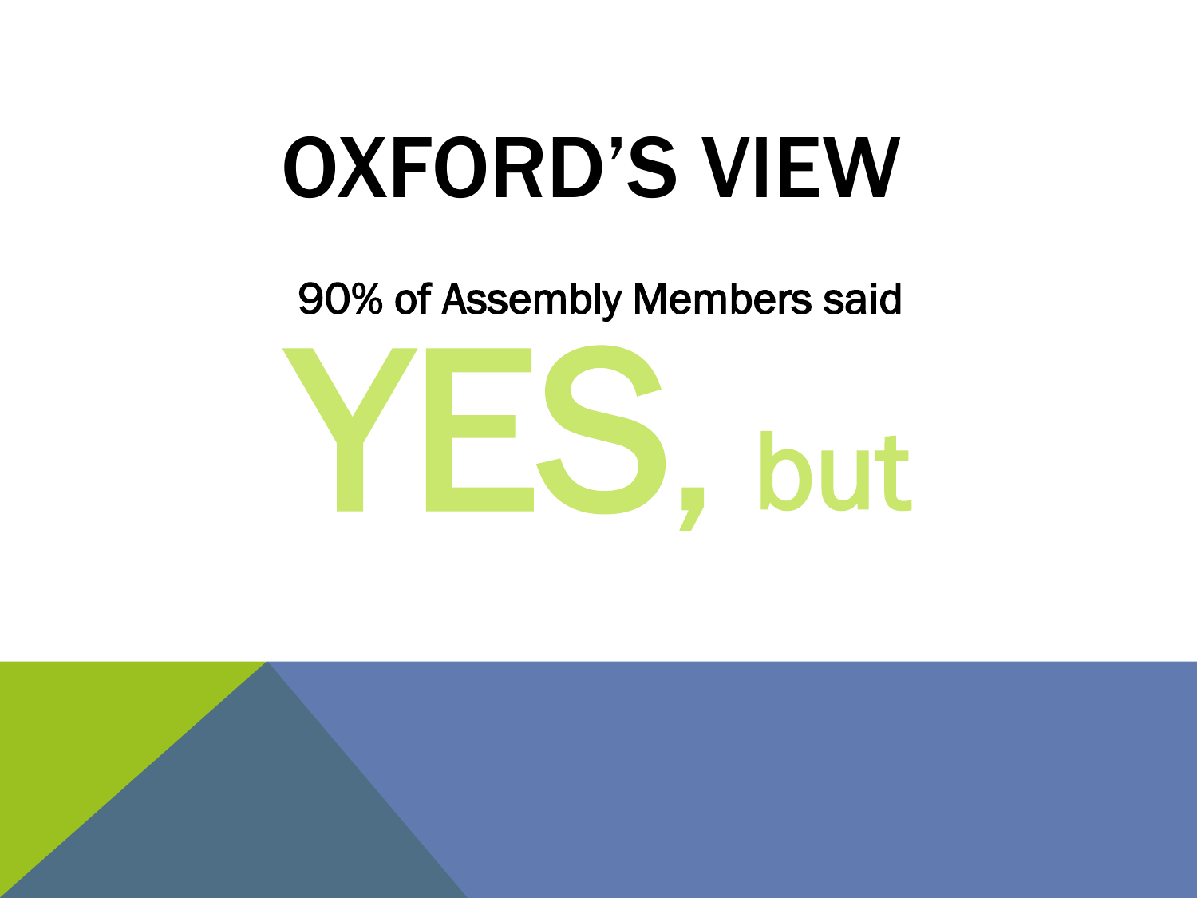# OXFORD'S VIEW

90% of Assembly Members said

**YES,** but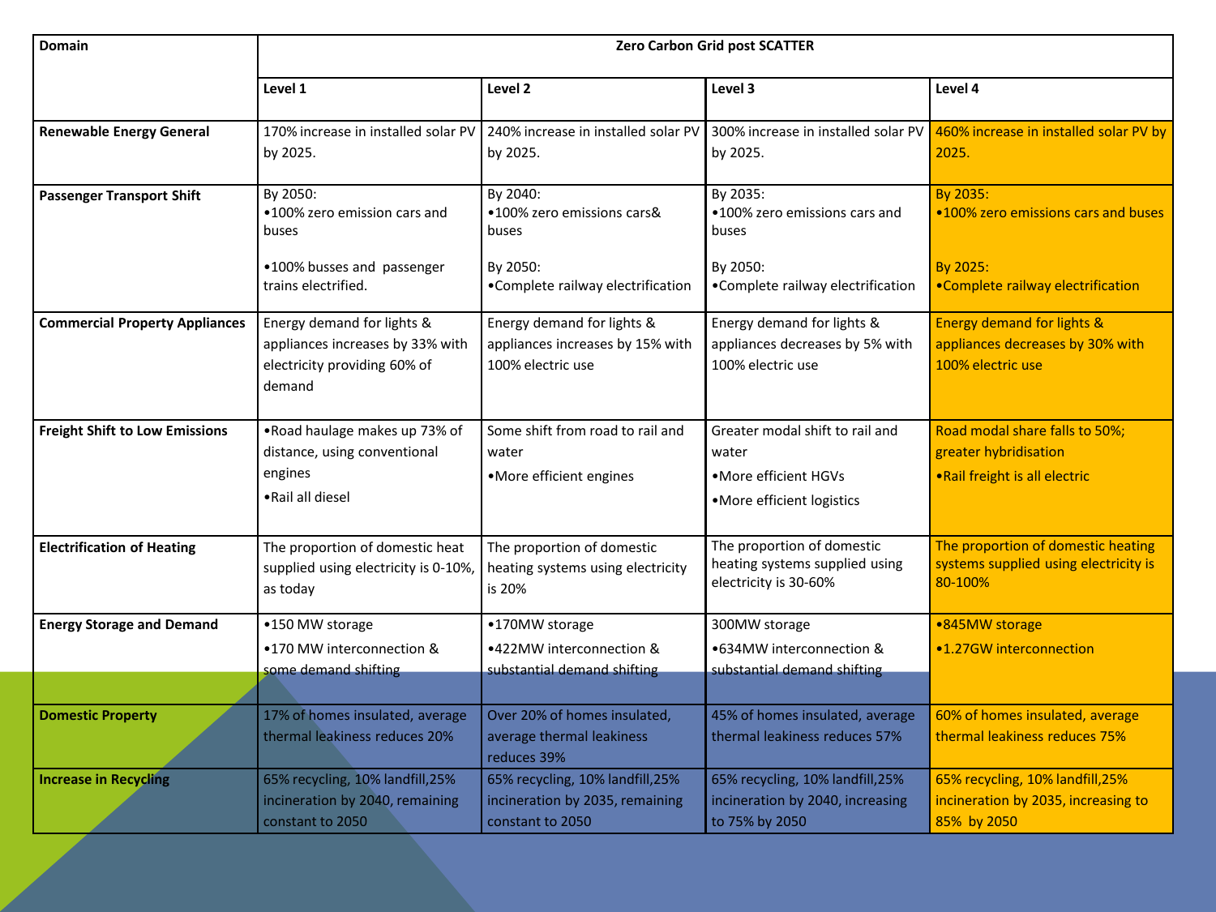| Domain | Zero Carbon Grid post SCATTER | | | |
|---|---|---|---|---|
| | Level 1 | Level 2 | Level 3 | Level 4 |
| Renewable Energy General | 170% increase in installed solar PV by 2025. | 240% increase in installed solar PV by 2025. | 300% increase in installed solar PV by 2025. | 460% increase in installed solar PV by 2025. |
| Passenger Transport Shift | By 2050:<br>•100% zero emission cars and buses<br><br>•100% busses and passenger trains electrified. | By 2040:<br>•100% zero emissions cars& buses<br><br>By 2050:<br>•Complete railway electrification | By 2035:<br>•100% zero emissions cars and buses<br><br>By 2050:<br>•Complete railway electrification | By 2035:<br>•100% zero emissions cars and buses<br><br>By 2025:<br>•Complete railway electrification |
| Commercial Property Appliances | Energy demand for lights & appliances increases by 33% with electricity providing 60% of demand | Energy demand for lights & appliances increases by 15% with 100% electric use | Energy demand for lights & appliances decreases by 5% with 100% electric use | Energy demand for lights & appliances decreases by 30% with 100% electric use |
| Freight Shift to Low Emissions | •Road haulage makes up 73% of distance, using conventional engines<br>•Rail all diesel | Some shift from road to rail and water<br>•More efficient engines | Greater modal shift to rail and water<br>•More efficient HGVs<br>•More efficient logistics | Road modal share falls to 50%; greater hybridisation<br>•Rail freight is all electric |
| Electrification of Heating | The proportion of domestic heat supplied using electricity is 0-10%, as today | The proportion of domestic heating systems using electricity is 20% | The proportion of domestic heating systems supplied using electricity is 30-60% | The proportion of domestic heating systems supplied using electricity is 80-100% |
| Energy Storage and Demand | •150 MW storage<br>•170 MW interconnection & some demand shifting | •170MW storage<br>•422MW interconnection & substantial demand shifting | 300MW storage<br>•634MW interconnection & substantial demand shifting | •845MW storage<br>•1.27GW interconnection |
| Domestic Property | 17% of homes insulated, average thermal leakiness reduces 20% | Over 20% of homes insulated, average thermal leakiness reduces 39% | 45% of homes insulated, average thermal leakiness reduces 57% | 60% of homes insulated, average thermal leakiness reduces 75% |
| Increase in Recycling | 65% recycling, 10% landfill,25% incineration by 2040, remaining constant to 2050 | 65% recycling, 10% landfill,25% incineration by 2035, remaining constant to 2050 | 65% recycling, 10% landfill,25% incineration by 2040, increasing to 75% by 2050 | 65% recycling, 10% landfill,25% incineration by 2035, increasing to 85% by 2050 |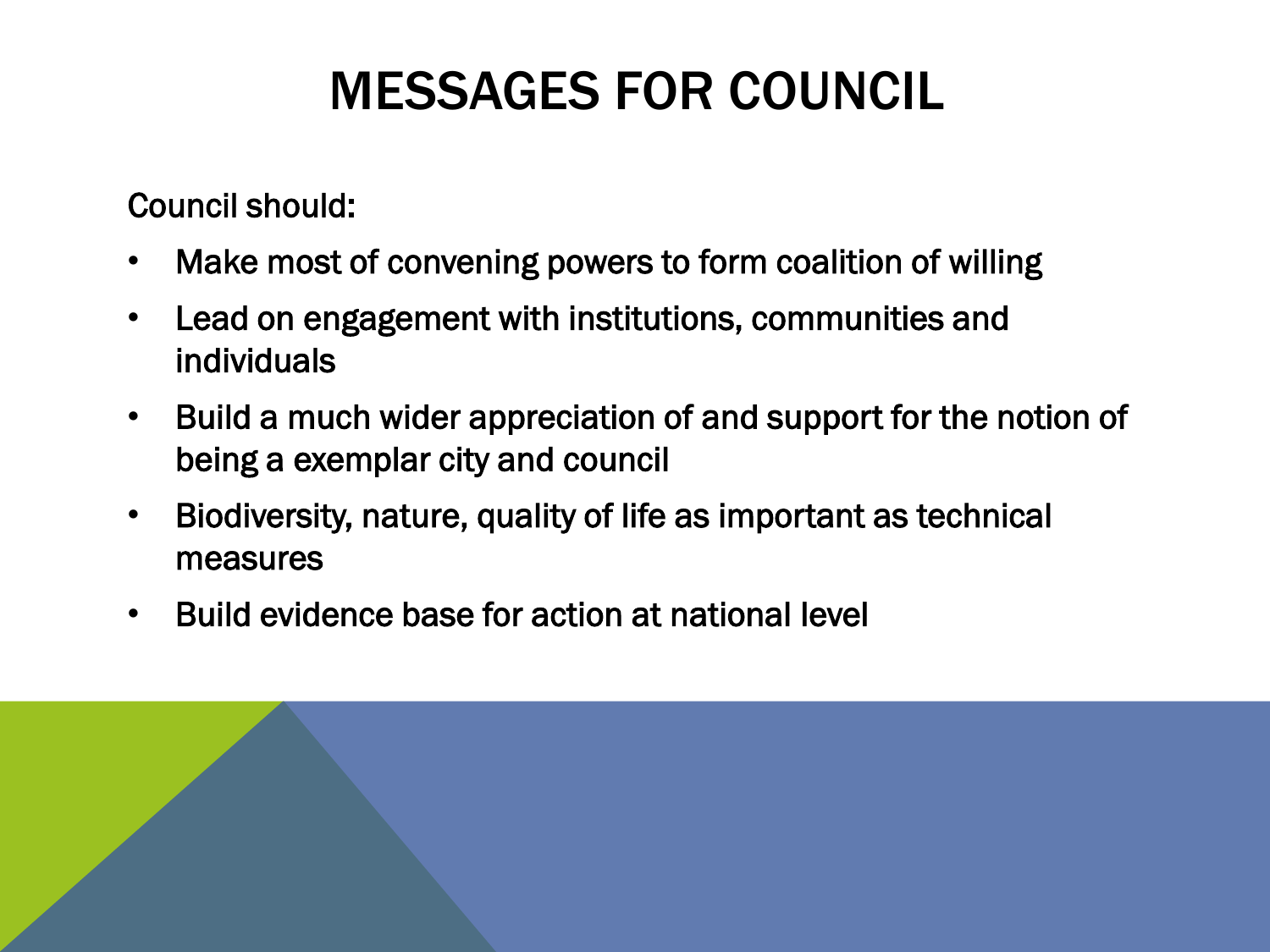# MESSAGES FOR COUNCIL

Council should:

- Make most of convening powers to form coalition of willing
- Lead on engagement with institutions, communities and individuals
- Build a much wider appreciation of and support for the notion of being a exemplar city and council
- Biodiversity, nature, quality of life as important as technical measures
- Build evidence base for action at national level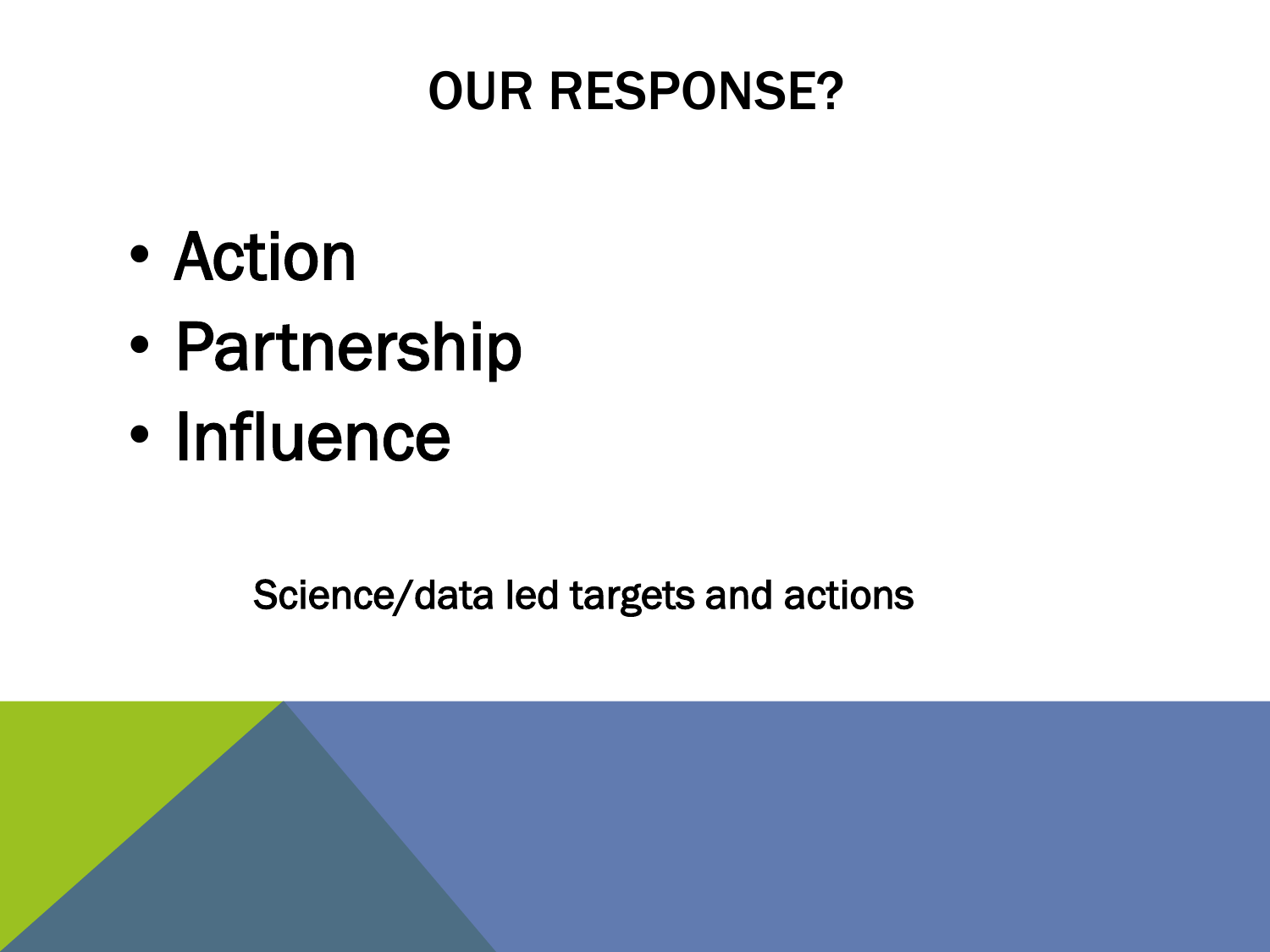# OUR RESPONSE?

- Action
- Partnership
- Influence

Science/data led targets and actions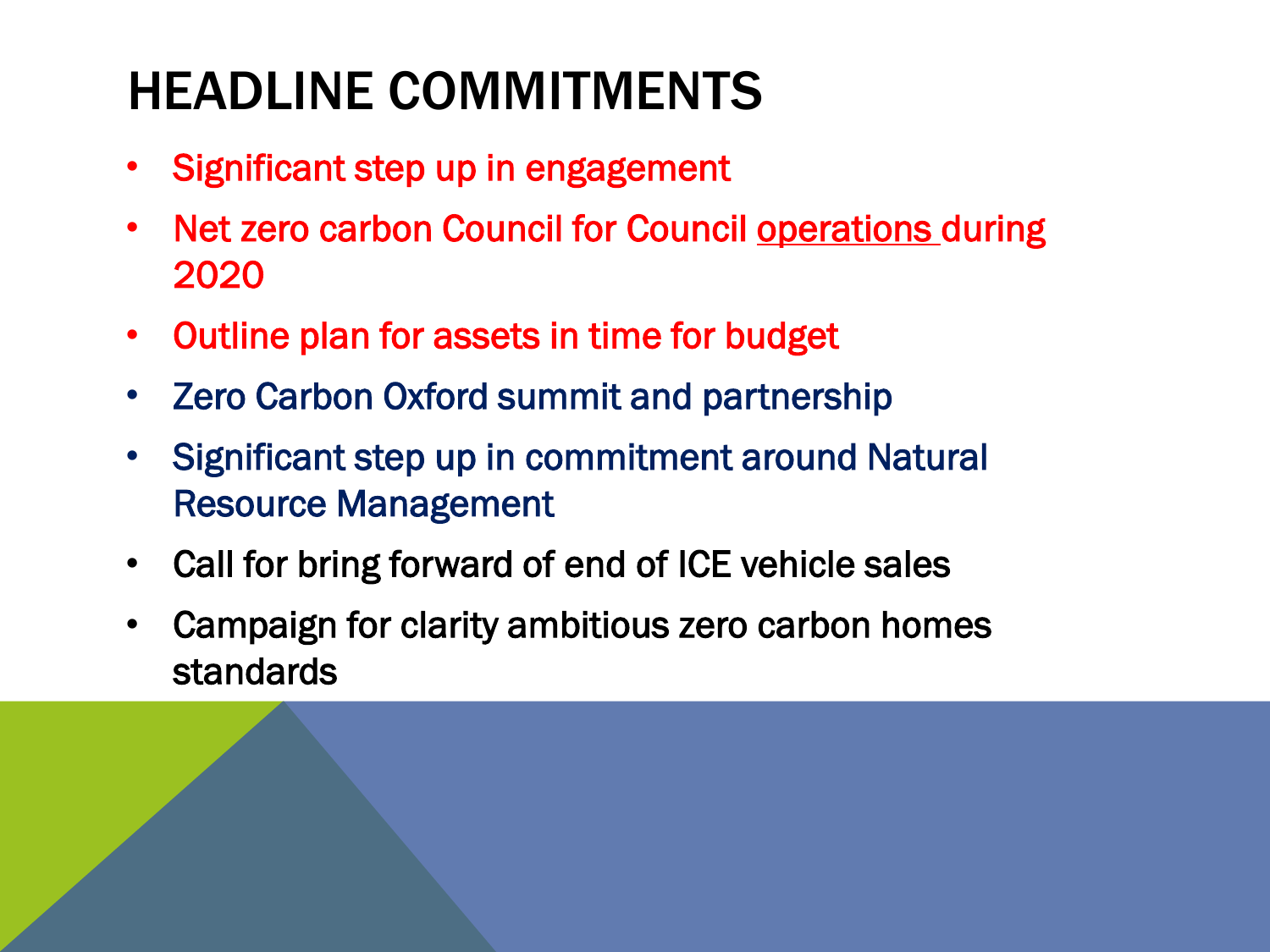# HEADLINE COMMITMENTS

- Significant step up in engagement
- Net zero carbon Council for Council operations during 2020
- Outline plan for assets in time for budget
- Zero Carbon Oxford summit and partnership
- Significant step up in commitment around Natural Resource Management
- Call for bring forward of end of ICE vehicle sales
- Campaign for clarity ambitious zero carbon homes standards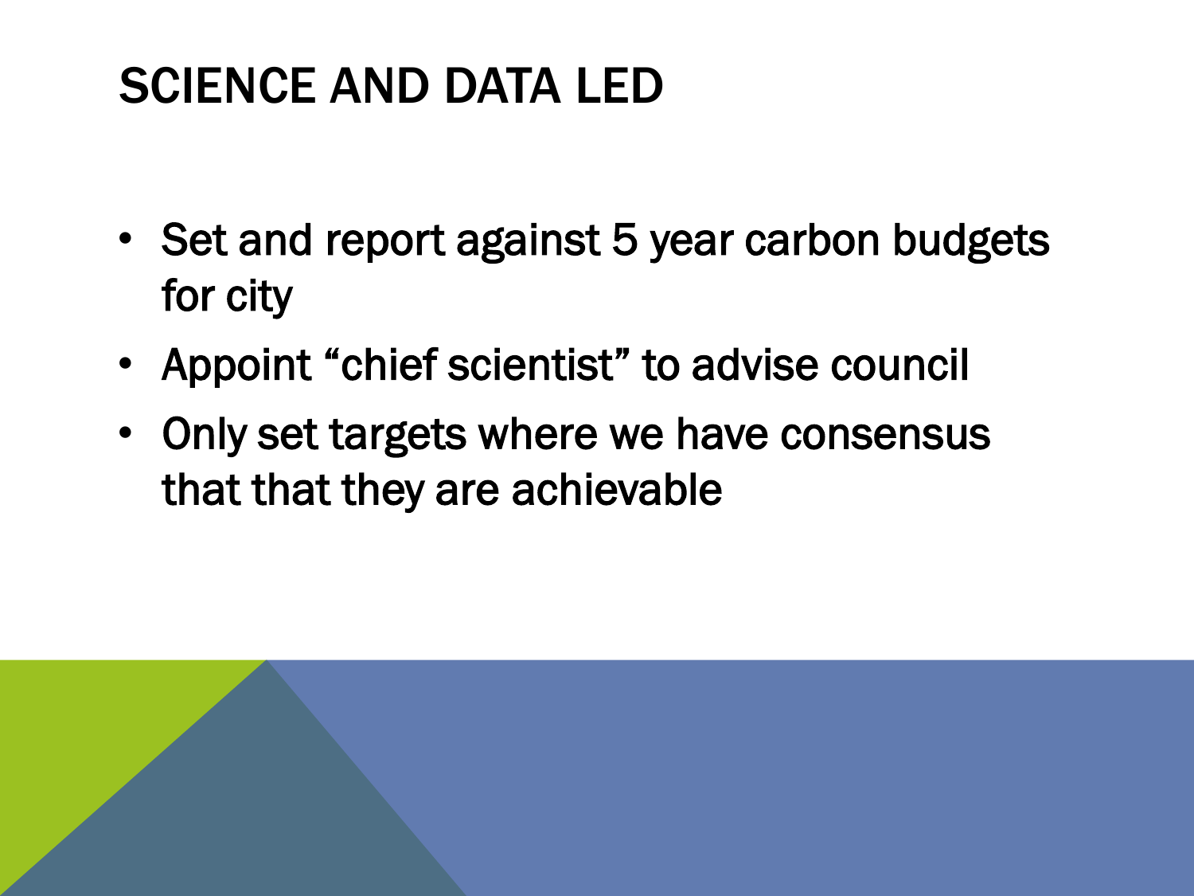# SCIENCE AND DATA LED

- Set and report against 5 year carbon budgets for city
- Appoint "chief scientist" to advise council
- Only set targets where we have consensus that that they are achievable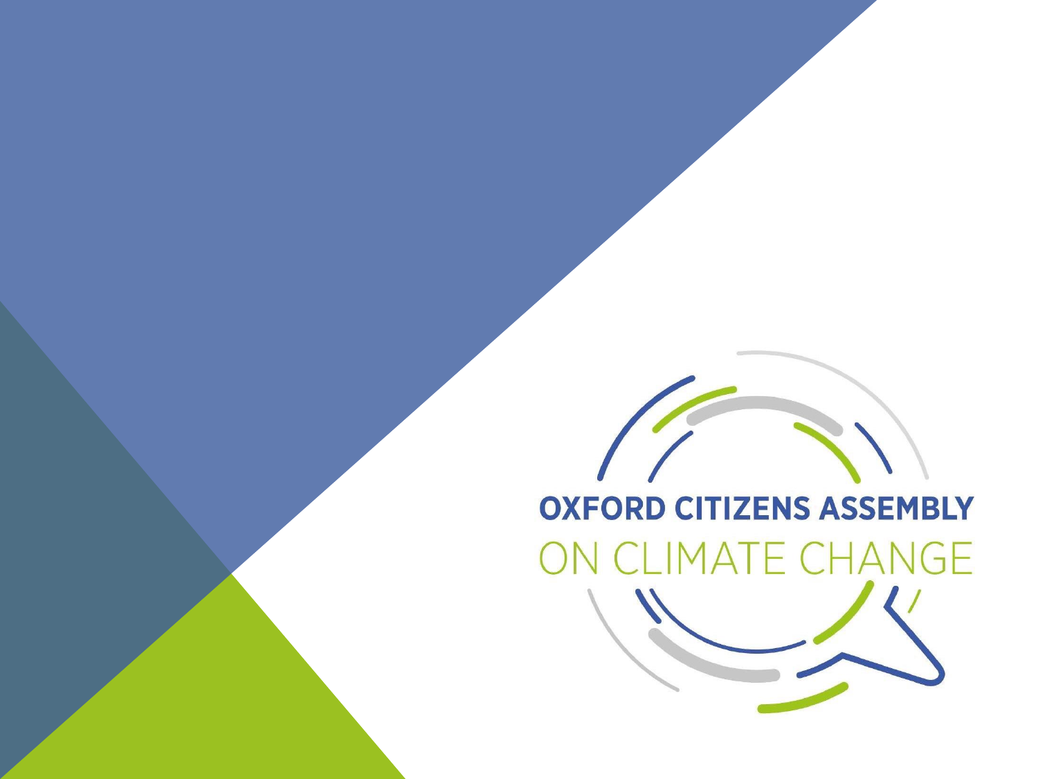OXFORD CITIZENS ASSEMBLY

ON CLIMATE CHANGE